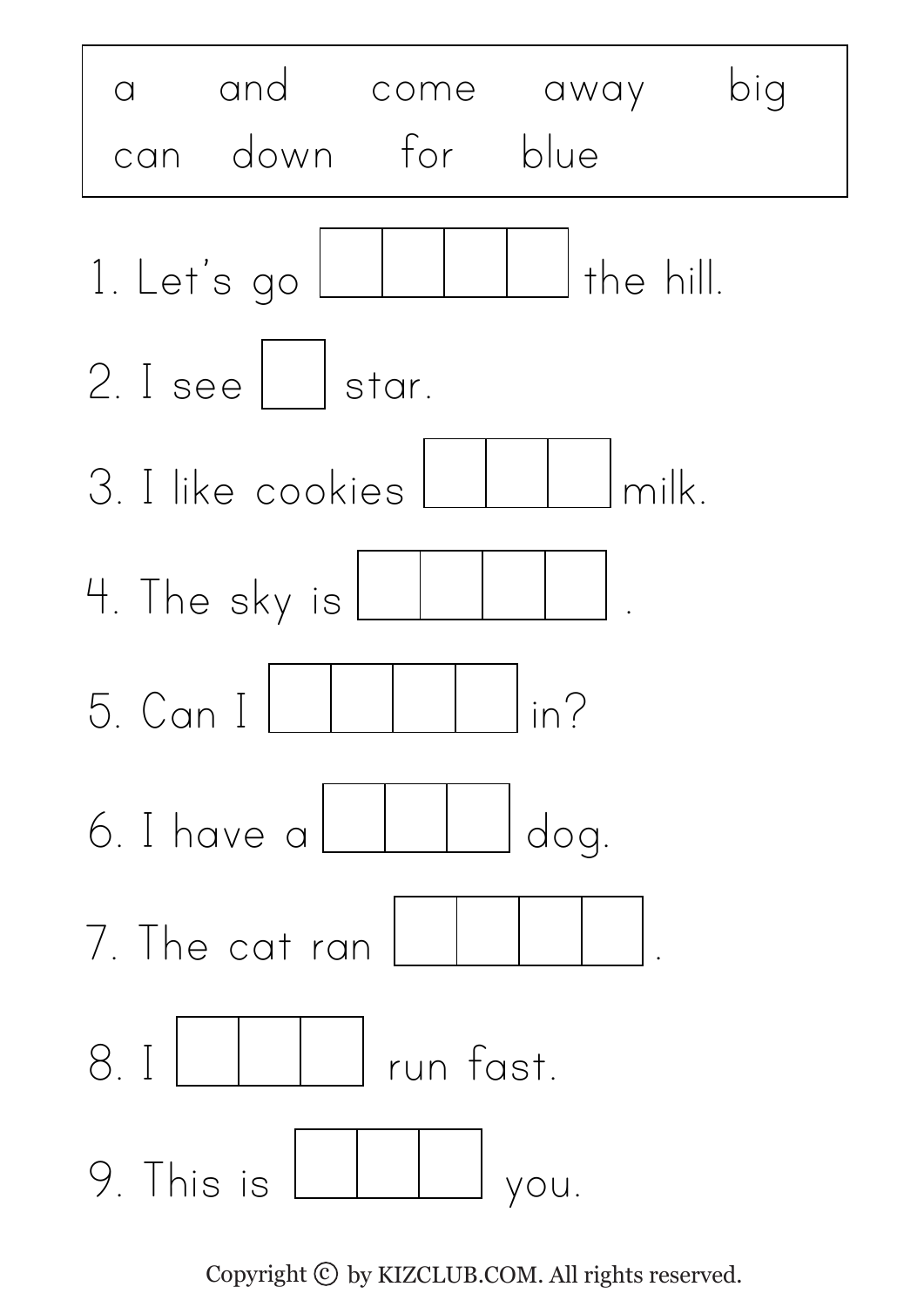| a | and | come | away | big |
| --- | --- | --- | --- | --- |
| can | down | for | blue | |

1. Let's go ☐☐☐☐ the hill.

2. I see ☐ star.

3. I like cookies ☐☐☐ milk.

4. The sky is ☐☐☐☐ .

5. Can I ☐☐☐☐ in?

6. I have a ☐☐☐ dog.

7. The cat ran ☐☐☐☐ .

8. I ☐☐☐ run fast.

9. This is ☐☐☐ you.

Copyright © by KIZCLUB.COM. All rights reserved.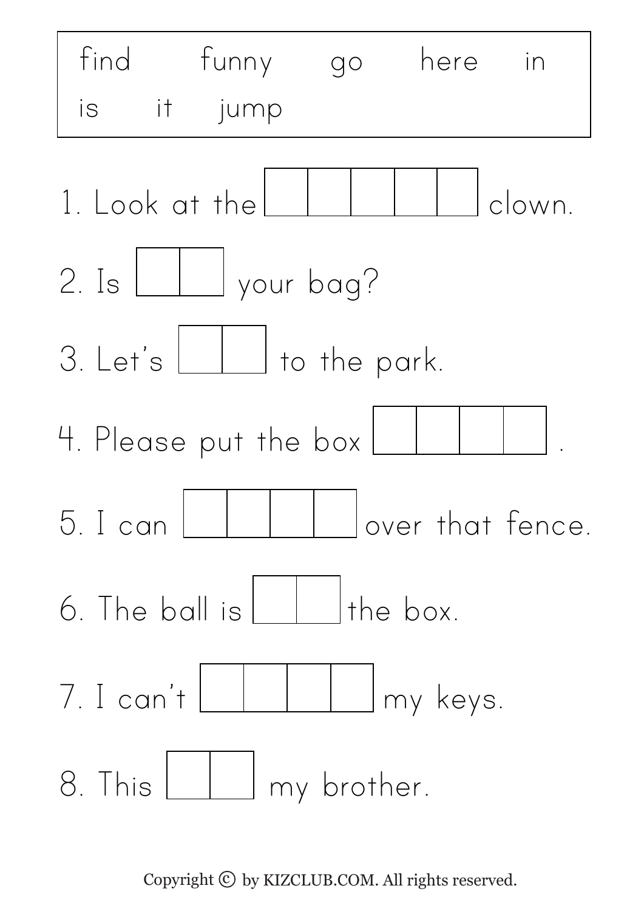| find | funny | go | here | in |
| --- | --- | --- | --- | --- |
| is | it | jump | | |

1. Look at the ☐☐☐☐☐ clown.

2. Is ☐☐ your bag?

3. Let's ☐☐ to the park.

4. Please put the box ☐☐☐☐ .

5. I can ☐☐☐☐ over that fence.

6. The ball is ☐☐ the box.

7. I can't ☐☐☐☐ my keys.

8. This ☐☐ my brother.

Copyright © by KIZCLUB.COM. All rights reserved.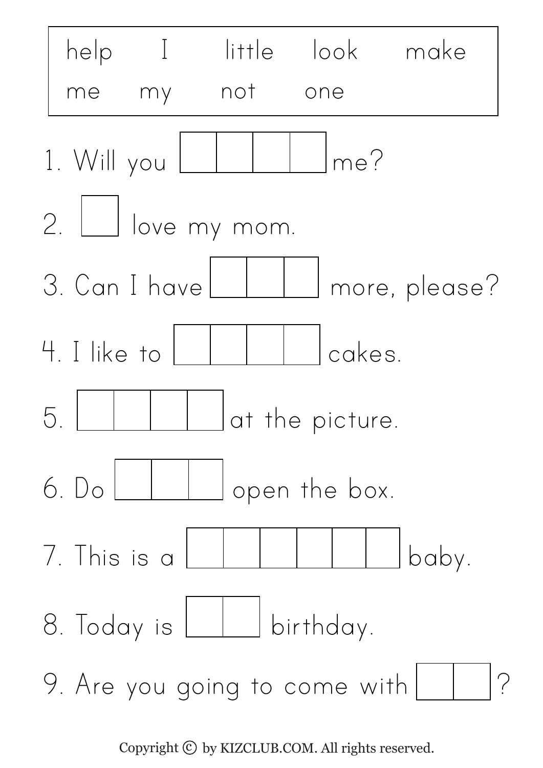| help | I | little | look | make |
|---|---|---|---|---|
| me | my | not | one | |

1. Will you ☐☐☐☐ me?
2. ☐ love my mom.
3. Can I have ☐☐☐ more, please?
4. I like to ☐☐☐☐ cakes.
5. ☐☐☐☐ at the picture.
6. Do ☐☐☐ open the box.
7. This is a ☐☐☐☐☐☐ baby.
8. Today is ☐☐ birthday.
9. Are you going to come with ☐☐?

Copyright © by KIZCLUB.COM. All rights reserved.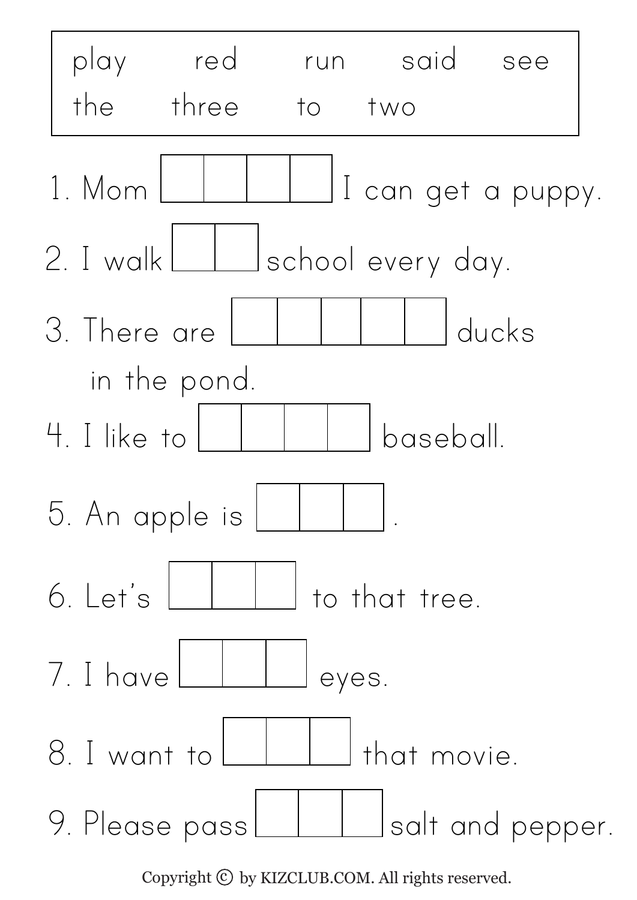| play | red | run | said | see |
|---|---|---|---|---|
| the | three | to | two | |

1. Mom [ ][ ][ ][ ] I can get a puppy.
2. I walk [ ][ ] school every day.
3. There are [ ][ ][ ][ ][ ] ducks in the pond.
4. I like to [ ][ ][ ][ ] baseball.
5. An apple is [ ][ ][ ] .
6. Let's [ ][ ][ ] to that tree.
7. I have [ ][ ][ ] eyes.
8. I want to [ ][ ][ ] that movie.
9. Please pass [ ][ ][ ] salt and pepper.

Copyright © by KIZCLUB.COM. All rights reserved.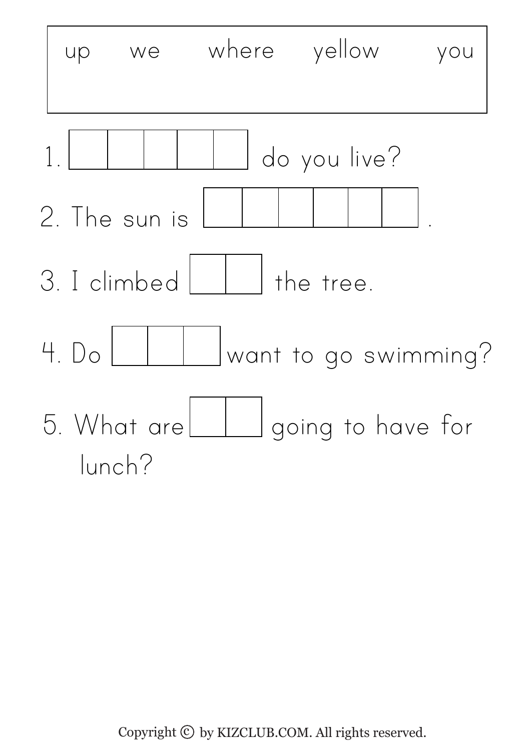| | | | | |
|---|---|---|---|---|
| up | we | where | yellow | you |

1. ☐☐☐☐☐ do you live?

2. The sun is ☐☐☐☐☐☐ .

3. I climbed ☐☐ the tree.

4. Do ☐☐☐ want to go swimming?

5. What are ☐☐ going to have for lunch?

Copyright © by KIZCLUB.COM. All rights reserved.